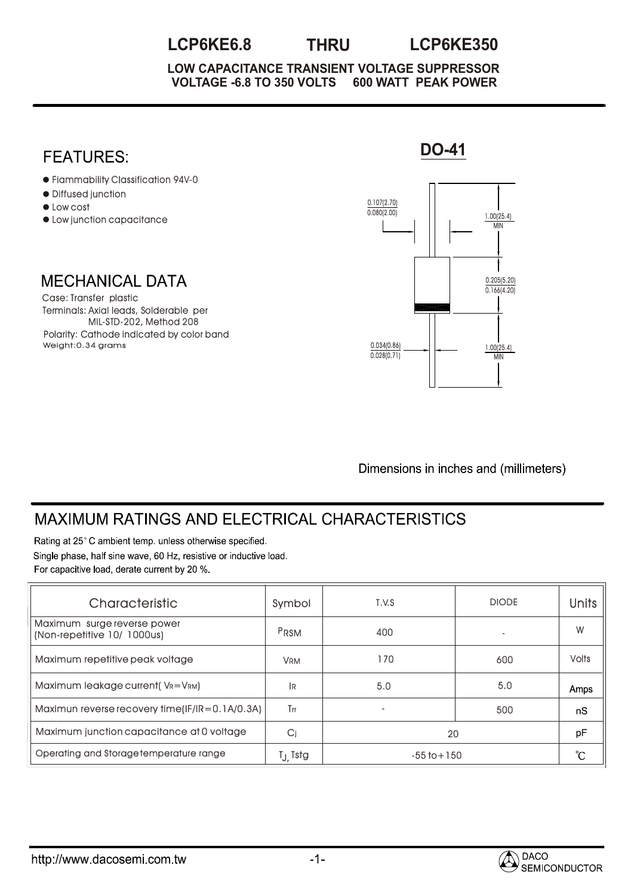# LCP6KE6.8 THRU LCP6KE350

**LOW CAPACITANCE TRANSIENT VOLTAGE SUPPRESSOR**
**VOLTAGE -6.8 TO 350 VOLTS 600 WATT PEAK POWER**

## FEATURES:

- Flammability Classification 94V-0
- Diffused junction
- Low cost
- Low junction capacitance

## MECHANICAL DATA

Case: Transfer plastic
Terminals: Axial leads, Solderable per MIL-STD-202, Method 208
Polarity: Cathode indicated by color band
Weight:0.34 grams

## DO-41

0.107(2.70)
0.080(2.00)

1.00(25.4) MIN

0.205(5.20)
0.166(4.20)

0.034(0.86)
0.028(0.71)

1.00(25.4) MIN

Dimensions in inches and (millimeters)

## MAXIMUM RATINGS AND ELECTRICAL CHARACTERISTICS

Rating at 25° C ambient temp. unless otherwise specified.
Single phase, half sine wave, 60 Hz, resistive or inductive load.
For capacitive load, derate current by 20 %.

| Characteristic | Symbol | T.V.S | DIODE | Units |
|---|---|---|---|---|
| Maximum surge reverse power (Non-repetitive 10/ 1000us) | $P_{RSM}$ | 400 | - | W |
| Maximum repetitive peak voltage | $V_{RM}$ | 170 | 600 | Volts |
| Maximum leakage current( $V_R=V_{RM}$) | $I_R$ | 5.0 | 5.0 | Amps |
| Maximun reverse recovery time(IF/IR=0.1A/0.3A) | $T_{rr}$ | - | 500 | nS |
| Maximum junction capacitance at 0 voltage | $C_j$ | 20 | | pF |
| Operating and Storage temperature range | $T_J$, Tstg | -55 to+150 | | ℃ |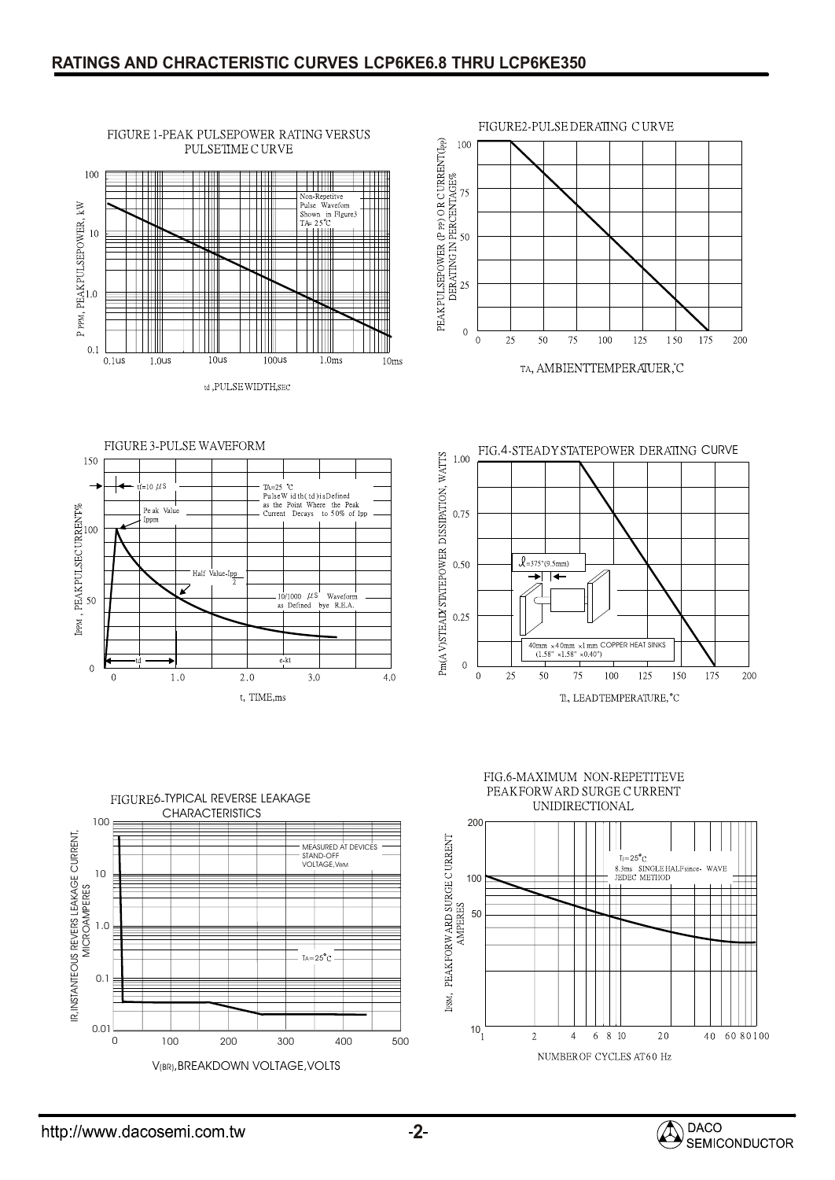## RATINGS AND CHRACTERISTIC CURVES LCP6KE6.8 THRU LCP6KE350

FIGURE 1-PEAK PULSEPOWER RATING VERSUS PULSETIME CURVE

Non-Repetitve Pulse Waveform Shown in Figure3 TA= 25°C

$P_{PPM}$, PEAK PULSEPOWER, kW

$t_d$, PULSE WIDTH, SEC

FIGURE2-PULSE DERATING CURVE

PEAK PULSEPOWER ($P_{PP}$) OR CURRENT($I_{PP}$) DERATING IN PERCENTAGE%

TA, AMBIENTTEMPERATUER, °C

FIGURE 3-PULSE WAVEFORM

tr=10 μS

TA=25 °C
Pulse Width (td) is Defined as the Point Where the Peak Current Decays to 50% of Ipp

Peak Value Ippm

Half Value-Ipp/2

10/1000 μS Waveform as Defined bye R.E.A.

e-kt

td

$I_{PPM}$, PEAK PULSE CURRENT%

t, TIME, ms

FIG.4-STEADY STATEPOWER DERATING CURVE

ℓ=375"(9.5mm)

40mm ×40mm ×1mm COPPER HEAT SINKS (1.58" ×1.58" ×0.40")

$P_{m(AV)}$, STEADY STATEPOWER DISSIPATION, WATTS

TL, LEADTEMPERATURE, °C

FIGURE6-TYPICAL REVERSE LEAKAGE CHARACTERISTICS

MEASURED AT DEVICES STAND-OFF VOLTAGE, $V_{WM}$

TA=25°C

IR, INSTANTEOUS REVERS LEAKAGE CURRENT, MICROAMPERES

$V_{(BR)}$, BREAKDOWN VOLTAGE, VOLTS

FIG.6-MAXIMUM NON-REPETITEVE PEAK FORWARD SURGE CURRENT UNIDIRECTIONAL

TJ=25°C
8.3ms SINGLE HALF since- WAVE JEDEC METHOD

$I_{FSM}$, PEAK FORWARD SURGE CURRENT AMPERES

NUMBER OF CYCLES AT 60 Hz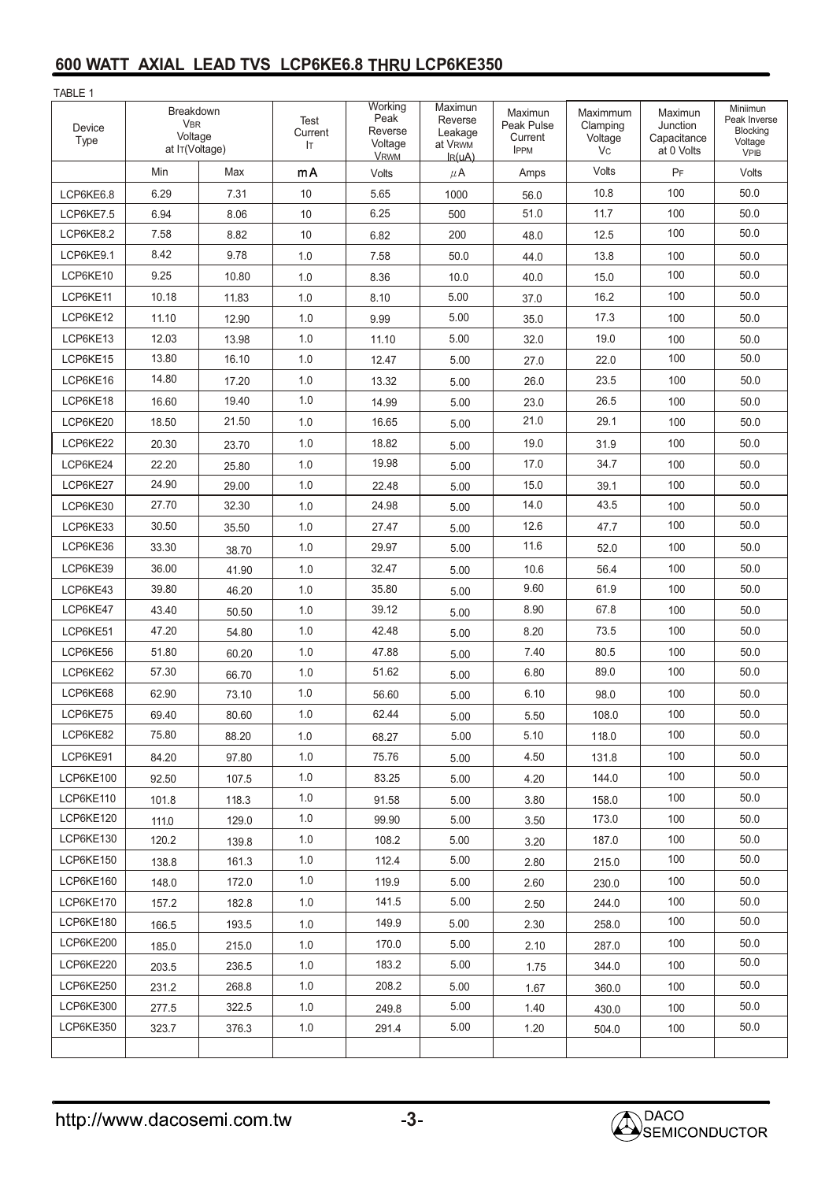## 600 WATT AXIAL LEAD TVS LCP6KE6.8 THRU LCP6KE350

TABLE 1

| Device Type | Breakdown $V_{BR}$ Voltage at $I_T$(Voltage) | | Test Current $I_T$ | Working Peak Reverse Voltage $V_{RWM}$ | Maximun Reverse Leakage at $V_{RWM}$ $I_R$(uA) | Maximun Peak Pulse Current $I_{PPM}$ | Maximmum Clamping Voltage $V_C$ | Maximun Junction Capacitance at 0 Volts | Miniimun Peak Inverse Blocking Voltage $V_{PIB}$ |
|---|---|---|---|---|---|---|---|---|---|
| | Min | Max | mA | Volts | μA | Amps | Volts | PF | Volts |
| LCP6KE6.8 | 6.29 | 7.31 | 10 | 5.65 | 1000 | 56.0 | 10.8 | 100 | 50.0 |
| LCP6KE7.5 | 6.94 | 8.06 | 10 | 6.25 | 500 | 51.0 | 11.7 | 100 | 50.0 |
| LCP6KE8.2 | 7.58 | 8.82 | 10 | 6.82 | 200 | 48.0 | 12.5 | 100 | 50.0 |
| LCP6KE9.1 | 8.42 | 9.78 | 1.0 | 7.58 | 50.0 | 44.0 | 13.8 | 100 | 50.0 |
| LCP6KE10 | 9.25 | 10.80 | 1.0 | 8.36 | 10.0 | 40.0 | 15.0 | 100 | 50.0 |
| LCP6KE11 | 10.18 | 11.83 | 1.0 | 8.10 | 5.00 | 37.0 | 16.2 | 100 | 50.0 |
| LCP6KE12 | 11.10 | 12.90 | 1.0 | 9.99 | 5.00 | 35.0 | 17.3 | 100 | 50.0 |
| LCP6KE13 | 12.03 | 13.98 | 1.0 | 11.10 | 5.00 | 32.0 | 19.0 | 100 | 50.0 |
| LCP6KE15 | 13.80 | 16.10 | 1.0 | 12.47 | 5.00 | 27.0 | 22.0 | 100 | 50.0 |
| LCP6KE16 | 14.80 | 17.20 | 1.0 | 13.32 | 5.00 | 26.0 | 23.5 | 100 | 50.0 |
| LCP6KE18 | 16.60 | 19.40 | 1.0 | 14.99 | 5.00 | 23.0 | 26.5 | 100 | 50.0 |
| LCP6KE20 | 18.50 | 21.50 | 1.0 | 16.65 | 5.00 | 21.0 | 29.1 | 100 | 50.0 |
| LCP6KE22 | 20.30 | 23.70 | 1.0 | 18.82 | 5.00 | 19.0 | 31.9 | 100 | 50.0 |
| LCP6KE24 | 22.20 | 25.80 | 1.0 | 19.98 | 5.00 | 17.0 | 34.7 | 100 | 50.0 |
| LCP6KE27 | 24.90 | 29.00 | 1.0 | 22.48 | 5.00 | 15.0 | 39.1 | 100 | 50.0 |
| LCP6KE30 | 27.70 | 32.30 | 1.0 | 24.98 | 5.00 | 14.0 | 43.5 | 100 | 50.0 |
| LCP6KE33 | 30.50 | 35.50 | 1.0 | 27.47 | 5.00 | 12.6 | 47.7 | 100 | 50.0 |
| LCP6KE36 | 33.30 | 38.70 | 1.0 | 29.97 | 5.00 | 11.6 | 52.0 | 100 | 50.0 |
| LCP6KE39 | 36.00 | 41.90 | 1.0 | 32.47 | 5.00 | 10.6 | 56.4 | 100 | 50.0 |
| LCP6KE43 | 39.80 | 46.20 | 1.0 | 35.80 | 5.00 | 9.60 | 61.9 | 100 | 50.0 |
| LCP6KE47 | 43.40 | 50.50 | 1.0 | 39.12 | 5.00 | 8.90 | 67.8 | 100 | 50.0 |
| LCP6KE51 | 47.20 | 54.80 | 1.0 | 42.48 | 5.00 | 8.20 | 73.5 | 100 | 50.0 |
| LCP6KE56 | 51.80 | 60.20 | 1.0 | 47.88 | 5.00 | 7.40 | 80.5 | 100 | 50.0 |
| LCP6KE62 | 57.30 | 66.70 | 1.0 | 51.62 | 5.00 | 6.80 | 89.0 | 100 | 50.0 |
| LCP6KE68 | 62.90 | 73.10 | 1.0 | 56.60 | 5.00 | 6.10 | 98.0 | 100 | 50.0 |
| LCP6KE75 | 69.40 | 80.60 | 1.0 | 62.44 | 5.00 | 5.50 | 108.0 | 100 | 50.0 |
| LCP6KE82 | 75.80 | 88.20 | 1.0 | 68.27 | 5.00 | 5.10 | 118.0 | 100 | 50.0 |
| LCP6KE91 | 84.20 | 97.80 | 1.0 | 75.76 | 5.00 | 4.50 | 131.8 | 100 | 50.0 |
| LCP6KE100 | 92.50 | 107.5 | 1.0 | 83.25 | 5.00 | 4.20 | 144.0 | 100 | 50.0 |
| LCP6KE110 | 101.8 | 118.3 | 1.0 | 91.58 | 5.00 | 3.80 | 158.0 | 100 | 50.0 |
| LCP6KE120 | 111.0 | 129.0 | 1.0 | 99.90 | 5.00 | 3.50 | 173.0 | 100 | 50.0 |
| LCP6KE130 | 120.2 | 139.8 | 1.0 | 108.2 | 5.00 | 3.20 | 187.0 | 100 | 50.0 |
| LCP6KE150 | 138.8 | 161.3 | 1.0 | 112.4 | 5.00 | 2.80 | 215.0 | 100 | 50.0 |
| LCP6KE160 | 148.0 | 172.0 | 1.0 | 119.9 | 5.00 | 2.60 | 230.0 | 100 | 50.0 |
| LCP6KE170 | 157.2 | 182.8 | 1.0 | 141.5 | 5.00 | 2.50 | 244.0 | 100 | 50.0 |
| LCP6KE180 | 166.5 | 193.5 | 1.0 | 149.9 | 5.00 | 2.30 | 258.0 | 100 | 50.0 |
| LCP6KE200 | 185.0 | 215.0 | 1.0 | 170.0 | 5.00 | 2.10 | 287.0 | 100 | 50.0 |
| LCP6KE220 | 203.5 | 236.5 | 1.0 | 183.2 | 5.00 | 1.75 | 344.0 | 100 | 50.0 |
| LCP6KE250 | 231.2 | 268.8 | 1.0 | 208.2 | 5.00 | 1.67 | 360.0 | 100 | 50.0 |
| LCP6KE300 | 277.5 | 322.5 | 1.0 | 249.8 | 5.00 | 1.40 | 430.0 | 100 | 50.0 |
| LCP6KE350 | 323.7 | 376.3 | 1.0 | 291.4 | 5.00 | 1.20 | 504.0 | 100 | 50.0 |
| | | | | | | | | | |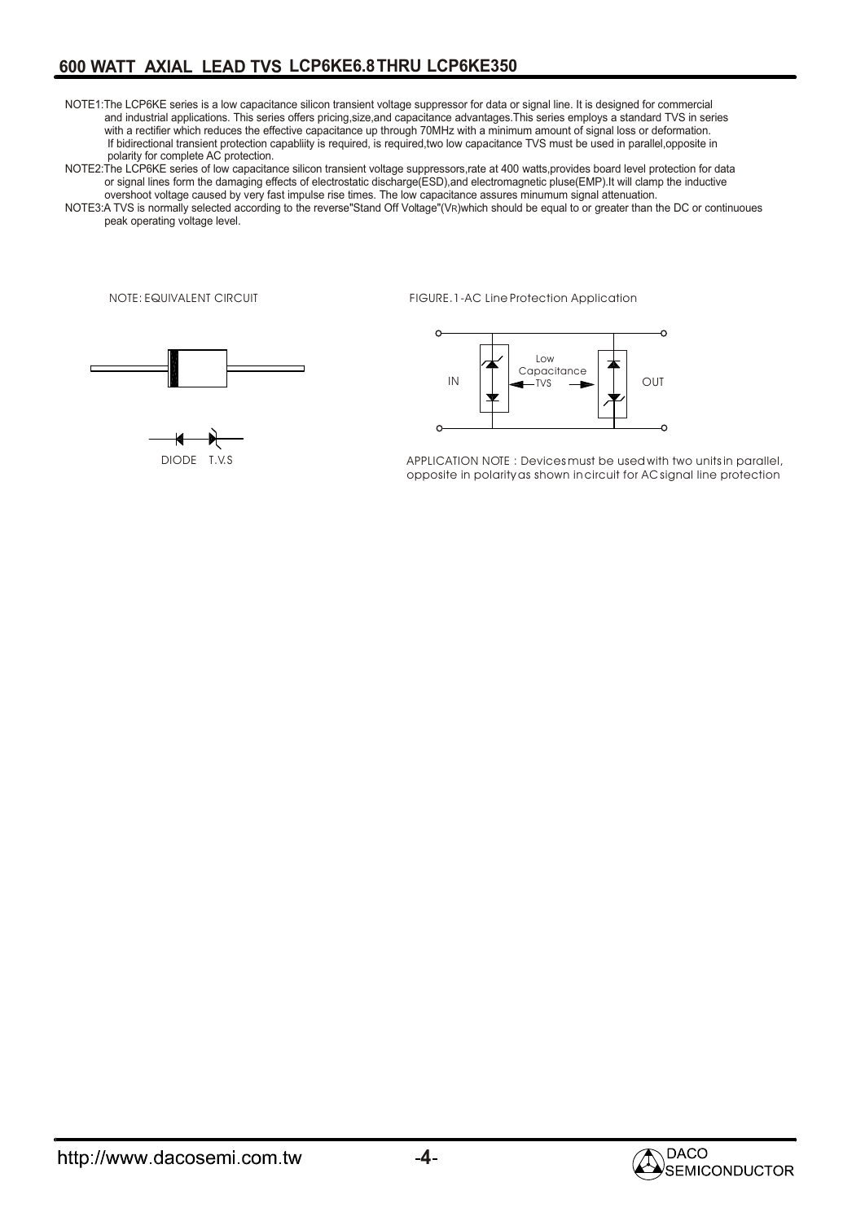## 600 WATT AXIAL LEAD TVS LCP6KE6.8 THRU LCP6KE350

NOTE1:The LCP6KE series is a low capacitance silicon transient voltage suppressor for data or signal line. It is designed for commercial and industrial applications. This series offers pricing,size,and capacitance advantages.This series employs a standard TVS in series with a rectifier which reduces the effective capacitance up through 70MHz with a minimum amount of signal loss or deformation. If bidirectional transient protection capabliity is required, is required,two low capacitance TVS must be used in parallel,opposite in polarity for complete AC protection.

NOTE2:The LCP6KE series of low capacitance silicon transient voltage suppressors,rate at 400 watts,provides board level protection for data or signal lines form the damaging effects of electrostatic discharge(ESD),and electromagnetic pluse(EMP).It will clamp the inductive overshoot voltage caused by very fast impulse rise times. The low capacitance assures minumum signal attenuation.

NOTE3:A TVS is normally selected according to the reverse"Stand Off Voltage"($V_R$)which should be equal to or greater than the DC or continuoues peak operating voltage level.

NOTE: EQUIVALENT CIRCUIT

DIODE T.V.S

FIGURE.1-AC Line Protection Application

IN

Low Capacitance TVS

OUT

APPLICATION NOTE : Devices must be used with two units in parallel, opposite in polarity as shown in circuit for AC signal line protection